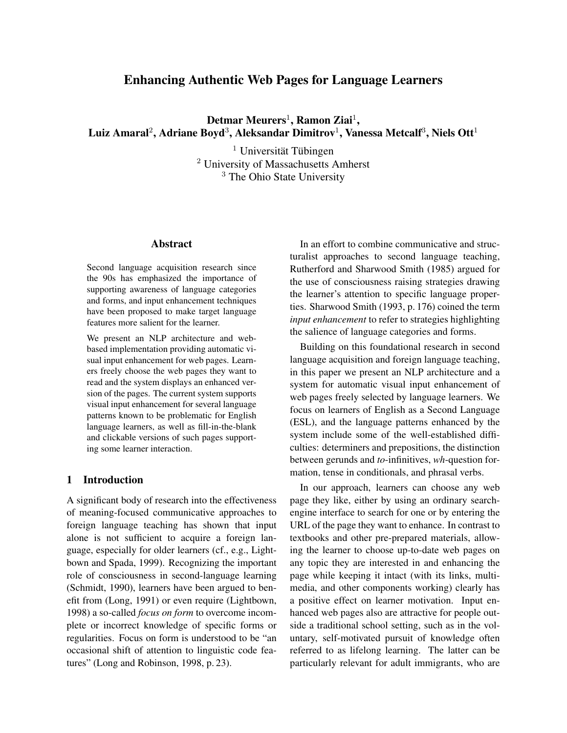# Enhancing Authentic Web Pages for Language Learners

**Detmar Meurers**[1], **Ramon Ziai**[1],
**Luiz Amaral**[2], **Adriane Boyd**[3], **Aleksandar Dimitrov**[1], **Vanessa Metcalf**[3], **Niels Ott**[1]

[1] Universität Tübingen
[2] University of Massachusetts Amherst
[3] The Ohio State University

## Abstract

Second language acquisition research since the 90s has emphasized the importance of supporting awareness of language categories and forms, and input enhancement techniques have been proposed to make target language features more salient for the learner.

We present an NLP architecture and web-based implementation providing automatic visual input enhancement for web pages. Learners freely choose the web pages they want to read and the system displays an enhanced version of the pages. The current system supports visual input enhancement for several language patterns known to be problematic for English language learners, as well as fill-in-the-blank and clickable versions of such pages supporting some learner interaction.

## 1 Introduction

A significant body of research into the effectiveness of meaning-focused communicative approaches to foreign language teaching has shown that input alone is not sufficient to acquire a foreign language, especially for older learners (cf., e.g., Lightbown and Spada, 1999). Recognizing the important role of consciousness in second-language learning (Schmidt, 1990), learners have been argued to benefit from (Long, 1991) or even require (Lightbown, 1998) a so-called *focus on form* to overcome incomplete or incorrect knowledge of specific forms or regularities. Focus on form is understood to be "an occasional shift of attention to linguistic code features" (Long and Robinson, 1998, p. 23).

In an effort to combine communicative and structuralist approaches to second language teaching, Rutherford and Sharwood Smith (1985) argued for the use of consciousness raising strategies drawing the learner's attention to specific language properties. Sharwood Smith (1993, p. 176) coined the term *input enhancement* to refer to strategies highlighting the salience of language categories and forms.

Building on this foundational research in second language acquisition and foreign language teaching, in this paper we present an NLP architecture and a system for automatic visual input enhancement of web pages freely selected by language learners. We focus on learners of English as a Second Language (ESL), and the language patterns enhanced by the system include some of the well-established difficulties: determiners and prepositions, the distinction between gerunds and *to*-infinitives, *wh*-question formation, tense in conditionals, and phrasal verbs.

In our approach, learners can choose any web page they like, either by using an ordinary search-engine interface to search for one or by entering the URL of the page they want to enhance. In contrast to textbooks and other pre-prepared materials, allowing the learner to choose up-to-date web pages on any topic they are interested in and enhancing the page while keeping it intact (with its links, multimedia, and other components working) clearly has a positive effect on learner motivation. Input enhanced web pages also are attractive for people outside a traditional school setting, such as in the voluntary, self-motivated pursuit of knowledge often referred to as lifelong learning. The latter can be particularly relevant for adult immigrants, who are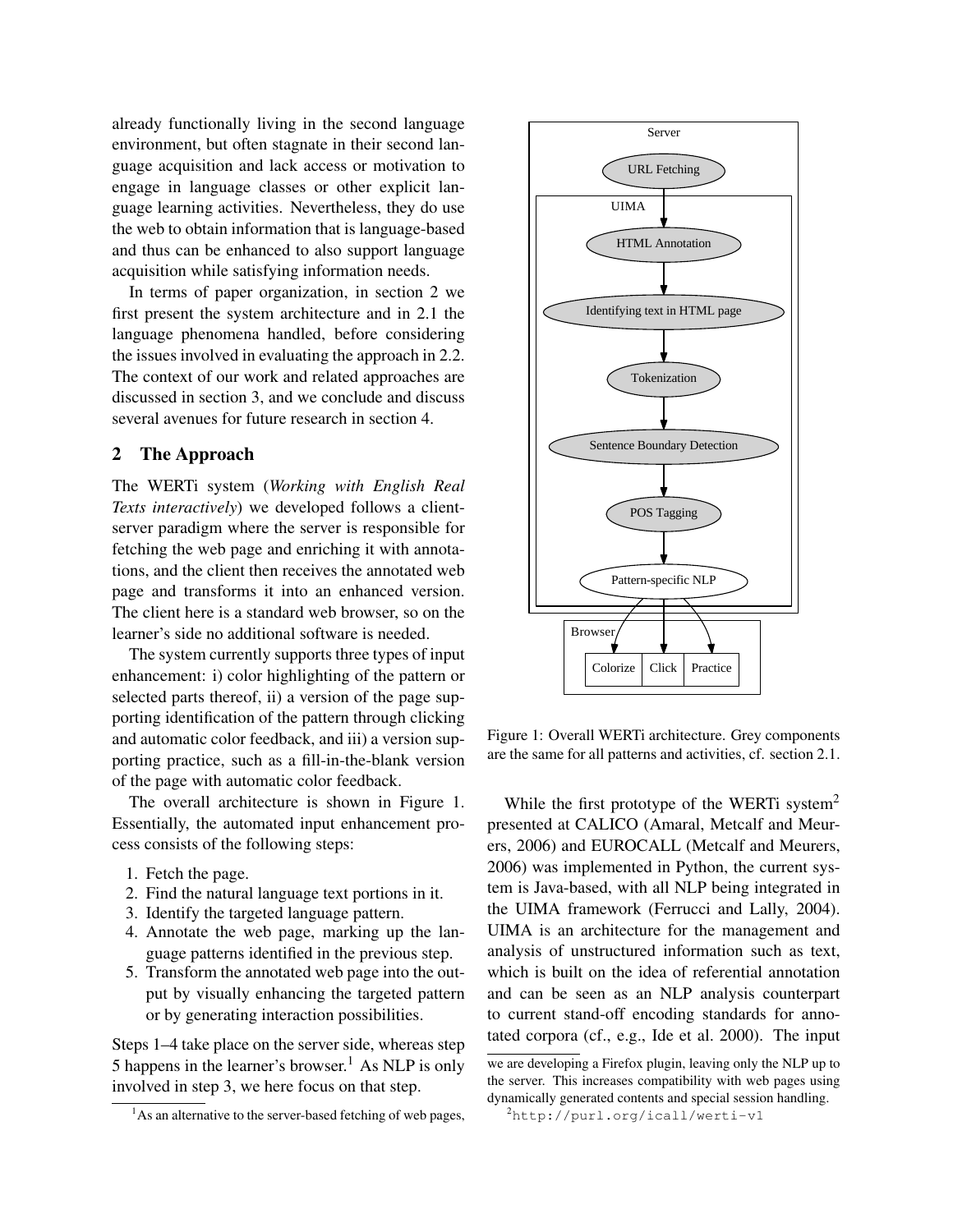already functionally living in the second language environment, but often stagnate in their second language acquisition and lack access or motivation to engage in language classes or other explicit language learning activities. Nevertheless, they do use the web to obtain information that is language-based and thus can be enhanced to also support language acquisition while satisfying information needs.

In terms of paper organization, in section 2 we first present the system architecture and in 2.1 the language phenomena handled, before considering the issues involved in evaluating the approach in 2.2. The context of our work and related approaches are discussed in section 3, and we conclude and discuss several avenues for future research in section 4.

## 2 The Approach

The WERTi system (*Working with English Real Texts interactively*) we developed follows a client-server paradigm where the server is responsible for fetching the web page and enriching it with annotations, and the client then receives the annotated web page and transforms it into an enhanced version. The client here is a standard web browser, so on the learner's side no additional software is needed.

The system currently supports three types of input enhancement: i) color highlighting of the pattern or selected parts thereof, ii) a version of the page supporting identification of the pattern through clicking and automatic color feedback, and iii) a version supporting practice, such as a fill-in-the-blank version of the page with automatic color feedback.

The overall architecture is shown in Figure 1. Essentially, the automated input enhancement process consists of the following steps:

1. Fetch the page.
2. Find the natural language text portions in it.
3. Identify the targeted language pattern.
4. Annotate the web page, marking up the language patterns identified in the previous step.
5. Transform the annotated web page into the output by visually enhancing the targeted pattern or by generating interaction possibilities.

Steps 1–4 take place on the server side, whereas step 5 happens in the learner's browser.[1] As NLP is only involved in step 3, we here focus on that step.

Server
URL Fetching
UIMA
HTML Annotation
Identifying text in HTML page
Tokenization
Sentence Boundary Detection
POS Tagging
Pattern-specific NLP
Browser
Colorize
Click
Practice

Figure 1: Overall WERTi architecture. Grey components are the same for all patterns and activities, cf. section 2.1.

While the first prototype of the WERTi system[2] presented at CALICO (Amaral, Metcalf and Meurers, 2006) and EUROCALL (Metcalf and Meurers, 2006) was implemented in Python, the current system is Java-based, with all NLP being integrated in the UIMA framework (Ferrucci and Lally, 2004). UIMA is an architecture for the management and analysis of unstructured information such as text, which is built on the idea of referential annotation and can be seen as an NLP analysis counterpart to current stand-off encoding standards for annotated corpora (cf., e.g., Ide et al. 2000). The input

[1] As an alternative to the server-based fetching of web pages, we are developing a Firefox plugin, leaving only the NLP up to the server. This increases compatibility with web pages using dynamically generated contents and special session handling.

[2] http://purl.org/icall/werti-v1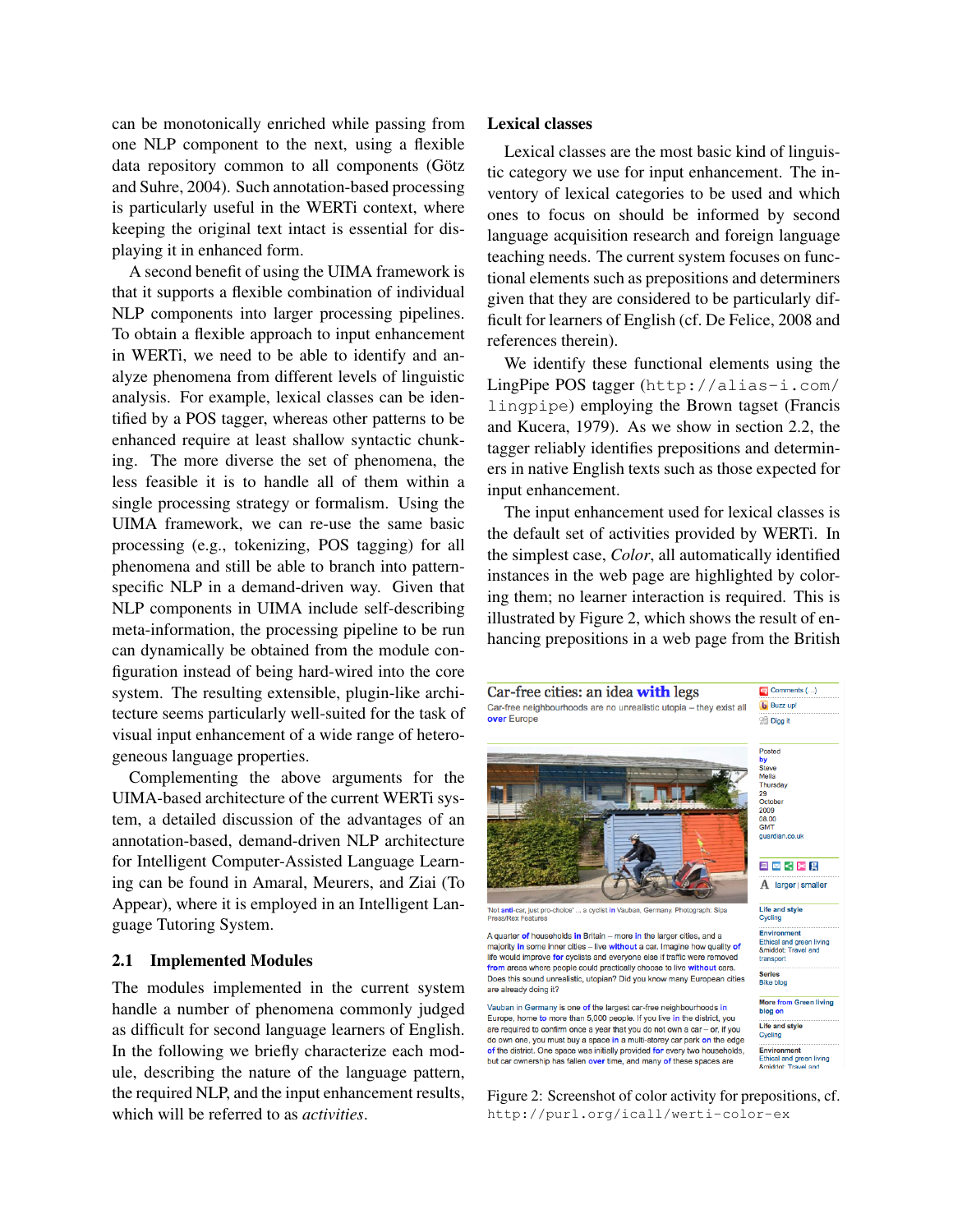can be monotonically enriched while passing from one NLP component to the next, using a flexible data repository common to all components (Götz and Suhre, 2004). Such annotation-based processing is particularly useful in the WERTi context, where keeping the original text intact is essential for displaying it in enhanced form.

A second benefit of using the UIMA framework is that it supports a flexible combination of individual NLP components into larger processing pipelines. To obtain a flexible approach to input enhancement in WERTi, we need to be able to identify and analyze phenomena from different levels of linguistic analysis. For example, lexical classes can be identified by a POS tagger, whereas other patterns to be enhanced require at least shallow syntactic chunking. The more diverse the set of phenomena, the less feasible it is to handle all of them within a single processing strategy or formalism. Using the UIMA framework, we can re-use the same basic processing (e.g., tokenizing, POS tagging) for all phenomena and still be able to branch into pattern-specific NLP in a demand-driven way. Given that NLP components in UIMA include self-describing meta-information, the processing pipeline to be run can dynamically be obtained from the module configuration instead of being hard-wired into the core system. The resulting extensible, plugin-like architecture seems particularly well-suited for the task of visual input enhancement of a wide range of heterogeneous language properties.

Complementing the above arguments for the UIMA-based architecture of the current WERTi system, a detailed discussion of the advantages of an annotation-based, demand-driven NLP architecture for Intelligent Computer-Assisted Language Learning can be found in Amaral, Meurers, and Ziai (To Appear), where it is employed in an Intelligent Language Tutoring System.

## 2.1 Implemented Modules

The modules implemented in the current system handle a number of phenomena commonly judged as difficult for second language learners of English. In the following we briefly characterize each module, describing the nature of the language pattern, the required NLP, and the input enhancement results, which will be referred to as *activities*.

### Lexical classes

Lexical classes are the most basic kind of linguistic category we use for input enhancement. The inventory of lexical categories to be used and which ones to focus on should be informed by second language acquisition research and foreign language teaching needs. The current system focuses on functional elements such as prepositions and determiners given that they are considered to be particularly difficult for learners of English (cf. De Felice, 2008 and references therein).

We identify these functional elements using the LingPipe POS tagger (`http://alias-i.com/lingpipe`) employing the Brown tagset (Francis and Kucera, 1979). As we show in section 2.2, the tagger reliably identifies prepositions and determiners in native English texts such as those expected for input enhancement.

The input enhancement used for lexical classes is the default set of activities provided by WERTi. In the simplest case, *Color*, all automatically identified instances in the web page are highlighted by coloring them; no learner interaction is required. This is illustrated by Figure 2, which shows the result of enhancing prepositions in a web page from the British

Figure 2: Screenshot of color activity for prepositions, cf. `http://purl.org/icall/werti-color-ex`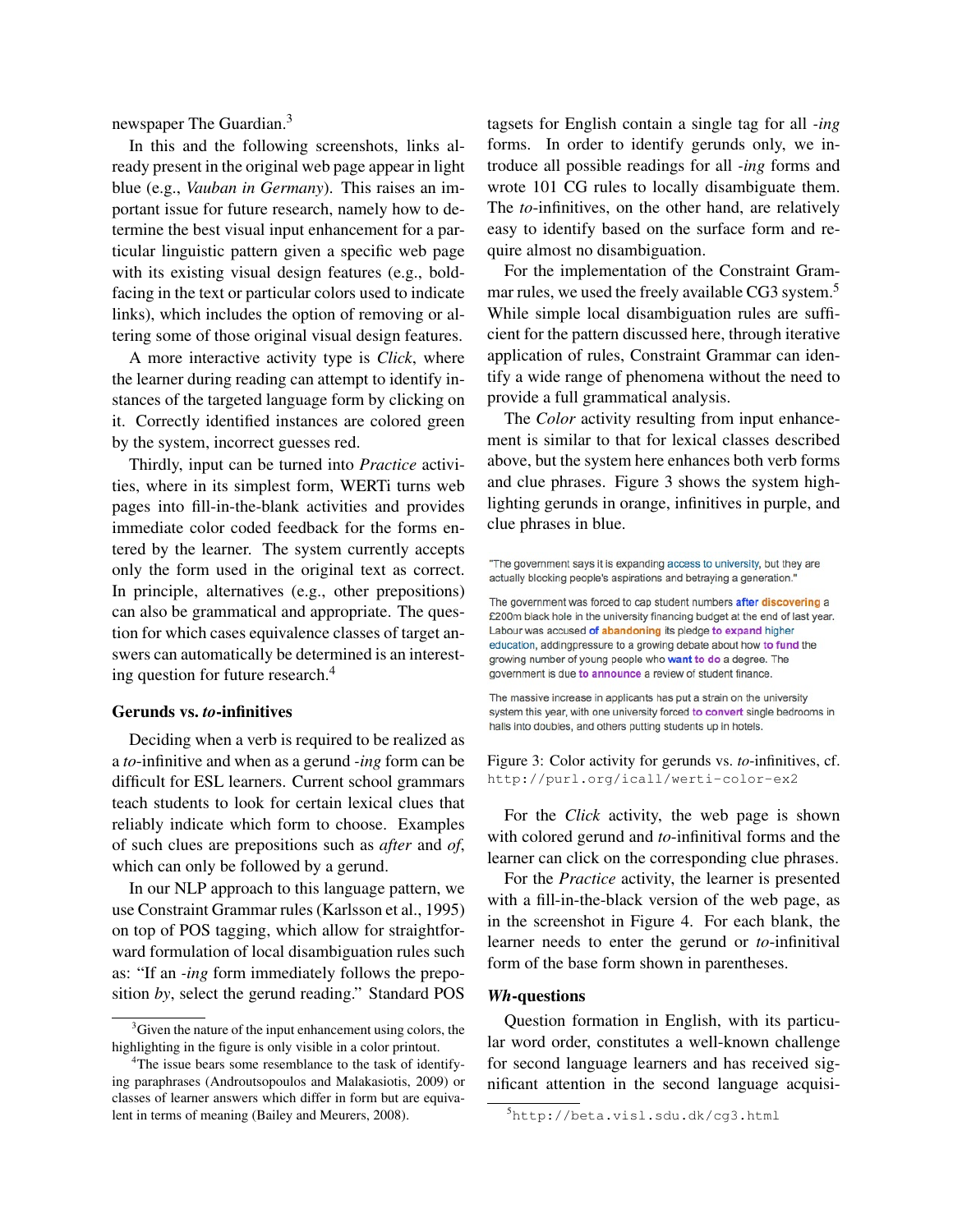newspaper The Guardian.[3]

In this and the following screenshots, links already present in the original web page appear in light blue (e.g., *Vauban in Germany*). This raises an important issue for future research, namely how to determine the best visual input enhancement for a particular linguistic pattern given a specific web page with its existing visual design features (e.g., boldfacing in the text or particular colors used to indicate links), which includes the option of removing or altering some of those original visual design features.

A more interactive activity type is *Click*, where the learner during reading can attempt to identify instances of the targeted language form by clicking on it. Correctly identified instances are colored green by the system, incorrect guesses red.

Thirdly, input can be turned into *Practice* activities, where in its simplest form, WERTi turns web pages into fill-in-the-blank activities and provides immediate color coded feedback for the forms entered by the learner. The system currently accepts only the form used in the original text as correct. In principle, alternatives (e.g., other prepositions) can also be grammatical and appropriate. The question for which cases equivalence classes of target answers can automatically be determined is an interesting question for future research.[4]

### Gerunds vs. *to*-infinitives

Deciding when a verb is required to be realized as a *to*-infinitive and when as a gerund *-ing* form can be difficult for ESL learners. Current school grammars teach students to look for certain lexical clues that reliably indicate which form to choose. Examples of such clues are prepositions such as *after* and *of*, which can only be followed by a gerund.

In our NLP approach to this language pattern, we use Constraint Grammar rules (Karlsson et al., 1995) on top of POS tagging, which allow for straightforward formulation of local disambiguation rules such as: "If an *-ing* form immediately follows the preposition *by*, select the gerund reading." Standard POS tagsets for English contain a single tag for all *-ing* forms. In order to identify gerunds only, we introduce all possible readings for all *-ing* forms and wrote 101 CG rules to locally disambiguate them. The *to*-infinitives, on the other hand, are relatively easy to identify based on the surface form and require almost no disambiguation.

For the implementation of the Constraint Grammar rules, we used the freely available CG3 system.[5] While simple local disambiguation rules are sufficient for the pattern discussed here, through iterative application of rules, Constraint Grammar can identify a wide range of phenomena without the need to provide a full grammatical analysis.

The *Color* activity resulting from input enhancement is similar to that for lexical classes described above, but the system here enhances both verb forms and clue phrases. Figure 3 shows the system highlighting gerunds in orange, infinitives in purple, and clue phrases in blue.

"The government says it is expanding access to university, but they are actually blocking people's aspirations and betraying a generation."

The government was forced to cap student numbers **after discovering** a £200m black hole in the university financing budget at the end of last year. Labour was accused **of abandoning** its pledge **to expand** higher education, addingpressure to a growing debate about how **to fund** the growing number of young people who **want to do** a degree. The government is due **to announce** a review of student finance.

The massive increase in applicants has put a strain on the university system this year, with one university forced **to convert** single bedrooms in halls into doubles, and others putting students up in hotels.

Figure 3: Color activity for gerunds vs. *to*-infinitives, cf. `http://purl.org/icall/werti-color-ex2`

For the *Click* activity, the web page is shown with colored gerund and *to*-infinitival forms and the learner can click on the corresponding clue phrases.

For the *Practice* activity, the learner is presented with a fill-in-the-black version of the web page, as in the screenshot in Figure 4. For each blank, the learner needs to enter the gerund or *to*-infinitival form of the base form shown in parentheses.

### *Wh*-questions

Question formation in English, with its particular word order, constitutes a well-known challenge for second language learners and has received significant attention in the second language acquisi-

---

[3] Given the nature of the input enhancement using colors, the highlighting in the figure is only visible in a color printout.

[4] The issue bears some resemblance to the task of identifying paraphrases (Androutsopoulos and Malakasiotis, 2009) or classes of learner answers which differ in form but are equivalent in terms of meaning (Bailey and Meurers, 2008).

[5] `http://beta.visl.sdu.dk/cg3.html`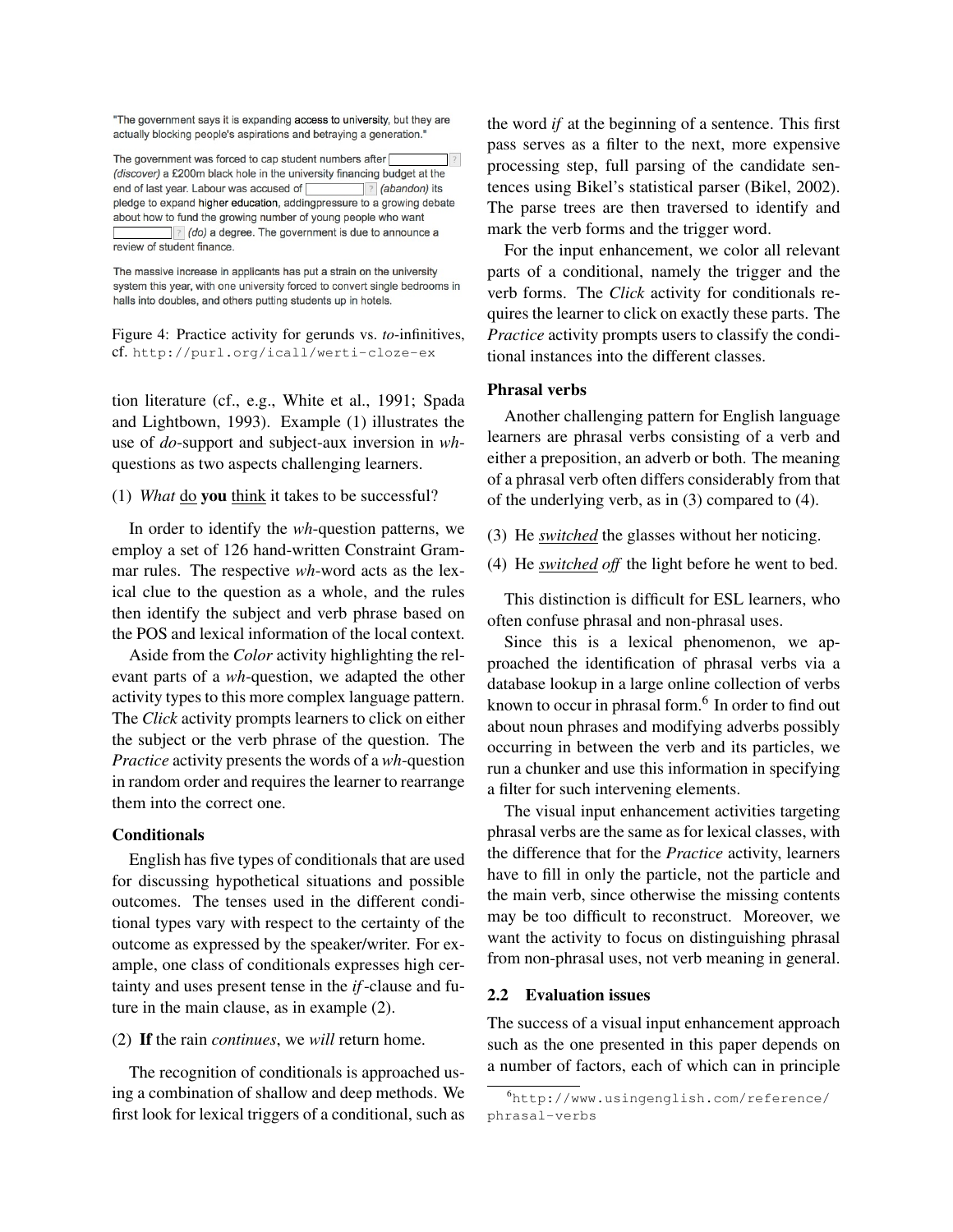"The government says it is expanding access to university, but they are actually blocking people's aspirations and betraying a generation."

The government was forced to cap student numbers after [ ] ? (discover) a £200m black hole in the university financing budget at the end of last year. Labour was accused of [ ] ? (abandon) its pledge to expand higher education, addingpressure to a growing debate about how to fund the growing number of young people who want [ ] ? (do) a degree. The government is due to announce a review of student finance.

The massive increase in applicants has put a strain on the university system this year, with one university forced to convert single bedrooms in halls into doubles, and others putting students up in hotels.

Figure 4: Practice activity for gerunds vs. *to*-infinitives, cf. http://purl.org/icall/werti-cloze-ex

tion literature (cf., e.g., White et al., 1991; Spada and Lightbown, 1993). Example (1) illustrates the use of *do*-support and subject-aux inversion in *wh*-questions as two aspects challenging learners.

(1) *What* do **you** think it takes to be successful?

In order to identify the *wh*-question patterns, we employ a set of 126 hand-written Constraint Grammar rules. The respective *wh*-word acts as the lexical clue to the question as a whole, and the rules then identify the subject and verb phrase based on the POS and lexical information of the local context.

Aside from the *Color* activity highlighting the relevant parts of a *wh*-question, we adapted the other activity types to this more complex language pattern. The *Click* activity prompts learners to click on either the subject or the verb phrase of the question. The *Practice* activity presents the words of a *wh*-question in random order and requires the learner to rearrange them into the correct one.

**Conditionals**

English has five types of conditionals that are used for discussing hypothetical situations and possible outcomes. The tenses used in the different conditional types vary with respect to the certainty of the outcome as expressed by the speaker/writer. For example, one class of conditionals expresses high certainty and uses present tense in the *if*-clause and future in the main clause, as in example (2).

(2) **If** the rain *continues*, we *will* return home.

The recognition of conditionals is approached using a combination of shallow and deep methods. We first look for lexical triggers of a conditional, such as the word *if* at the beginning of a sentence. This first pass serves as a filter to the next, more expensive processing step, full parsing of the candidate sentences using Bikel's statistical parser (Bikel, 2002). The parse trees are then traversed to identify and mark the verb forms and the trigger word.

For the input enhancement, we color all relevant parts of a conditional, namely the trigger and the verb forms. The *Click* activity for conditionals requires the learner to click on exactly these parts. The *Practice* activity prompts users to classify the conditional instances into the different classes.

**Phrasal verbs**

Another challenging pattern for English language learners are phrasal verbs consisting of a verb and either a preposition, an adverb or both. The meaning of a phrasal verb often differs considerably from that of the underlying verb, as in (3) compared to (4).

(3) He *switched* the glasses without her noticing.

(4) He *switched off* the light before he went to bed.

This distinction is difficult for ESL learners, who often confuse phrasal and non-phrasal uses.

Since this is a lexical phenomenon, we approached the identification of phrasal verbs via a database lookup in a large online collection of verbs known to occur in phrasal form.[6] In order to find out about noun phrases and modifying adverbs possibly occurring in between the verb and its particles, we run a chunker and use this information in specifying a filter for such intervening elements.

The visual input enhancement activities targeting phrasal verbs are the same as for lexical classes, with the difference that for the *Practice* activity, learners have to fill in only the particle, not the particle and the main verb, since otherwise the missing contents may be too difficult to reconstruct. Moreover, we want the activity to focus on distinguishing phrasal from non-phrasal uses, not verb meaning in general.

## 2.2 Evaluation issues

The success of a visual input enhancement approach such as the one presented in this paper depends on a number of factors, each of which can in principle

[6] http://www.usingenglish.com/reference/phrasal-verbs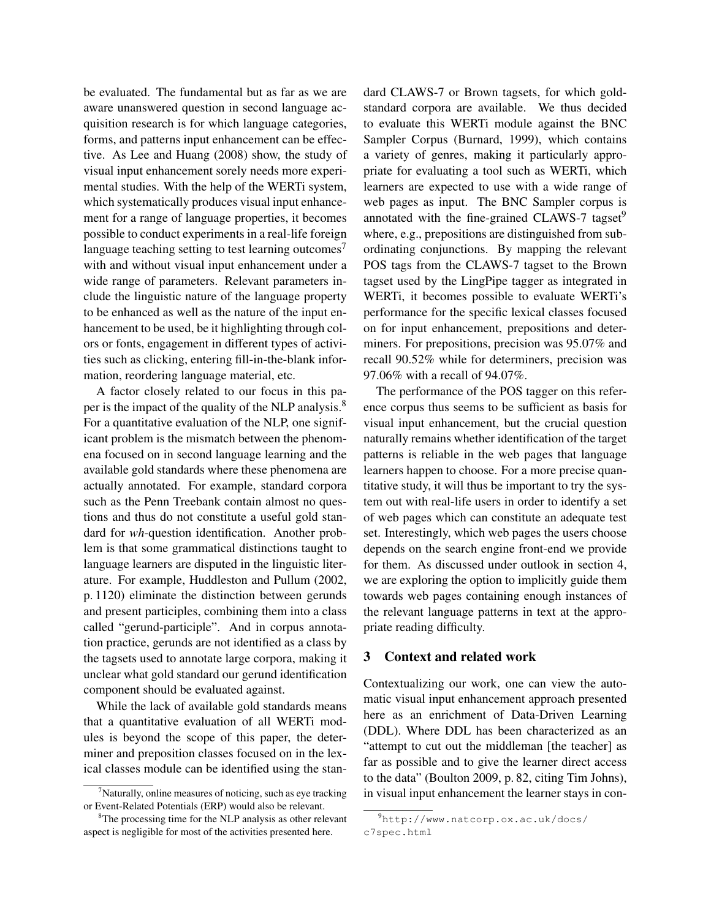be evaluated. The fundamental but as far as we are aware unanswered question in second language acquisition research is for which language categories, forms, and patterns input enhancement can be effective. As Lee and Huang (2008) show, the study of visual input enhancement sorely needs more experimental studies. With the help of the WERTi system, which systematically produces visual input enhancement for a range of language properties, it becomes possible to conduct experiments in a real-life foreign language teaching setting to test learning outcomes[7] with and without visual input enhancement under a wide range of parameters. Relevant parameters include the linguistic nature of the language property to be enhanced as well as the nature of the input enhancement to be used, be it highlighting through colors or fonts, engagement in different types of activities such as clicking, entering fill-in-the-blank information, reordering language material, etc.

A factor closely related to our focus in this paper is the impact of the quality of the NLP analysis.[8] For a quantitative evaluation of the NLP, one significant problem is the mismatch between the phenomena focused on in second language learning and the available gold standards where these phenomena are actually annotated. For example, standard corpora such as the Penn Treebank contain almost no questions and thus do not constitute a useful gold standard for *wh*-question identification. Another problem is that some grammatical distinctions taught to language learners are disputed in the linguistic literature. For example, Huddleston and Pullum (2002, p. 1120) eliminate the distinction between gerunds and present participles, combining them into a class called "gerund-participle". And in corpus annotation practice, gerunds are not identified as a class by the tagsets used to annotate large corpora, making it unclear what gold standard our gerund identification component should be evaluated against.

While the lack of available gold standards means that a quantitative evaluation of all WERTi modules is beyond the scope of this paper, the determiner and preposition classes focused on in the lexical classes module can be identified using the standard CLAWS-7 or Brown tagsets, for which gold-standard corpora are available. We thus decided to evaluate this WERTi module against the BNC Sampler Corpus (Burnard, 1999), which contains a variety of genres, making it particularly appropriate for evaluating a tool such as WERTi, which learners are expected to use with a wide range of web pages as input. The BNC Sampler corpus is annotated with the fine-grained CLAWS-7 tagset[9] where, e.g., prepositions are distinguished from subordinating conjunctions. By mapping the relevant POS tags from the CLAWS-7 tagset to the Brown tagset used by the LingPipe tagger as integrated in WERTi, it becomes possible to evaluate WERTi's performance for the specific lexical classes focused on for input enhancement, prepositions and determiners. For prepositions, precision was 95.07% and recall 90.52% while for determiners, precision was 97.06% with a recall of 94.07%.

The performance of the POS tagger on this reference corpus thus seems to be sufficient as basis for visual input enhancement, but the crucial question naturally remains whether identification of the target patterns is reliable in the web pages that language learners happen to choose. For a more precise quantitative study, it will thus be important to try the system out with real-life users in order to identify a set of web pages which can constitute an adequate test set. Interestingly, which web pages the users choose depends on the search engine front-end we provide for them. As discussed under outlook in section 4, we are exploring the option to implicitly guide them towards web pages containing enough instances of the relevant language patterns in text at the appropriate reading difficulty.

## 3 Context and related work

Contextualizing our work, one can view the automatic visual input enhancement approach presented here as an enrichment of Data-Driven Learning (DDL). Where DDL has been characterized as an "attempt to cut out the middleman [the teacher] as far as possible and to give the learner direct access to the data" (Boulton 2009, p. 82, citing Tim Johns), in visual input enhancement the learner stays in con-

[7] Naturally, online measures of noticing, such as eye tracking or Event-Related Potentials (ERP) would also be relevant.

[8] The processing time for the NLP analysis as other relevant aspect is negligible for most of the activities presented here.

[9] http://www.natcorp.ox.ac.uk/docs/c7spec.html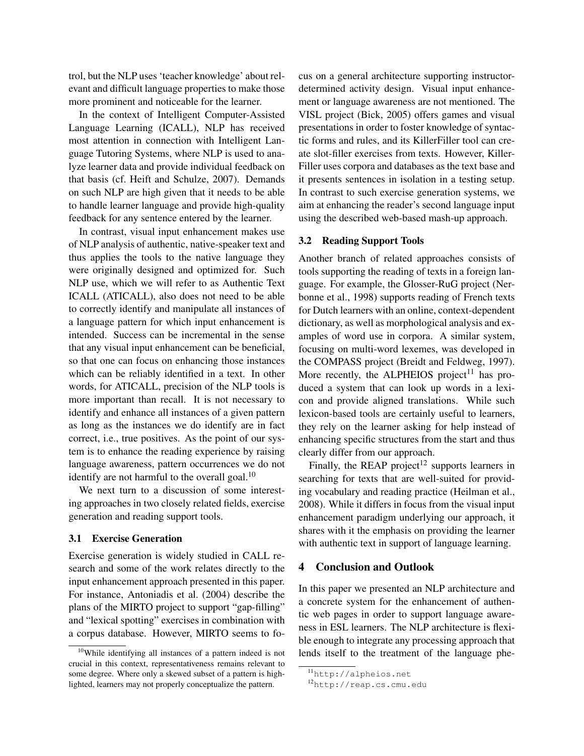trol, but the NLP uses 'teacher knowledge' about relevant and difficult language properties to make those more prominent and noticeable for the learner.

In the context of Intelligent Computer-Assisted Language Learning (ICALL), NLP has received most attention in connection with Intelligent Language Tutoring Systems, where NLP is used to analyze learner data and provide individual feedback on that basis (cf. Heift and Schulze, 2007). Demands on such NLP are high given that it needs to be able to handle learner language and provide high-quality feedback for any sentence entered by the learner.

In contrast, visual input enhancement makes use of NLP analysis of authentic, native-speaker text and thus applies the tools to the native language they were originally designed and optimized for. Such NLP use, which we will refer to as Authentic Text ICALL (ATICALL), also does not need to be able to correctly identify and manipulate all instances of a language pattern for which input enhancement is intended. Success can be incremental in the sense that any visual input enhancement can be beneficial, so that one can focus on enhancing those instances which can be reliably identified in a text. In other words, for ATICALL, precision of the NLP tools is more important than recall. It is not necessary to identify and enhance all instances of a given pattern as long as the instances we do identify are in fact correct, i.e., true positives. As the point of our system is to enhance the reading experience by raising language awareness, pattern occurrences we do not identify are not harmful to the overall goal.[10]

We next turn to a discussion of some interesting approaches in two closely related fields, exercise generation and reading support tools.

### 3.1 Exercise Generation

Exercise generation is widely studied in CALL research and some of the work relates directly to the input enhancement approach presented in this paper. For instance, Antoniadis et al. (2004) describe the plans of the MIRTO project to support "gap-filling" and "lexical spotting" exercises in combination with a corpus database. However, MIRTO seems to focus on a general architecture supporting instructor-determined activity design. Visual input enhancement or language awareness are not mentioned. The VISL project (Bick, 2005) offers games and visual presentations in order to foster knowledge of syntactic forms and rules, and its KillerFiller tool can create slot-filler exercises from texts. However, KillerFiller uses corpora and databases as the text base and it presents sentences in isolation in a testing setup. In contrast to such exercise generation systems, we aim at enhancing the reader's second language input using the described web-based mash-up approach.

### 3.2 Reading Support Tools

Another branch of related approaches consists of tools supporting the reading of texts in a foreign language. For example, the Glosser-RuG project (Nerbonne et al., 1998) supports reading of French texts for Dutch learners with an online, context-dependent dictionary, as well as morphological analysis and examples of word use in corpora. A similar system, focusing on multi-word lexemes, was developed in the COMPASS project (Breidt and Feldweg, 1997). More recently, the ALPHEIOS project[11] has produced a system that can look up words in a lexicon and provide aligned translations. While such lexicon-based tools are certainly useful to learners, they rely on the learner asking for help instead of enhancing specific structures from the start and thus clearly differ from our approach.

Finally, the REAP project[12] supports learners in searching for texts that are well-suited for providing vocabulary and reading practice (Heilman et al., 2008). While it differs in focus from the visual input enhancement paradigm underlying our approach, it shares with it the emphasis on providing the learner with authentic text in support of language learning.

## 4 Conclusion and Outlook

In this paper we presented an NLP architecture and a concrete system for the enhancement of authentic web pages in order to support language awareness in ESL learners. The NLP architecture is flexible enough to integrate any processing approach that lends itself to the treatment of the language phe-

[10] While identifying all instances of a pattern indeed is not crucial in this context, representativeness remains relevant to some degree. Where only a skewed subset of a pattern is highlighted, learners may not properly conceptualize the pattern.

[11] http://alpheios.net

[12] http://reap.cs.cmu.edu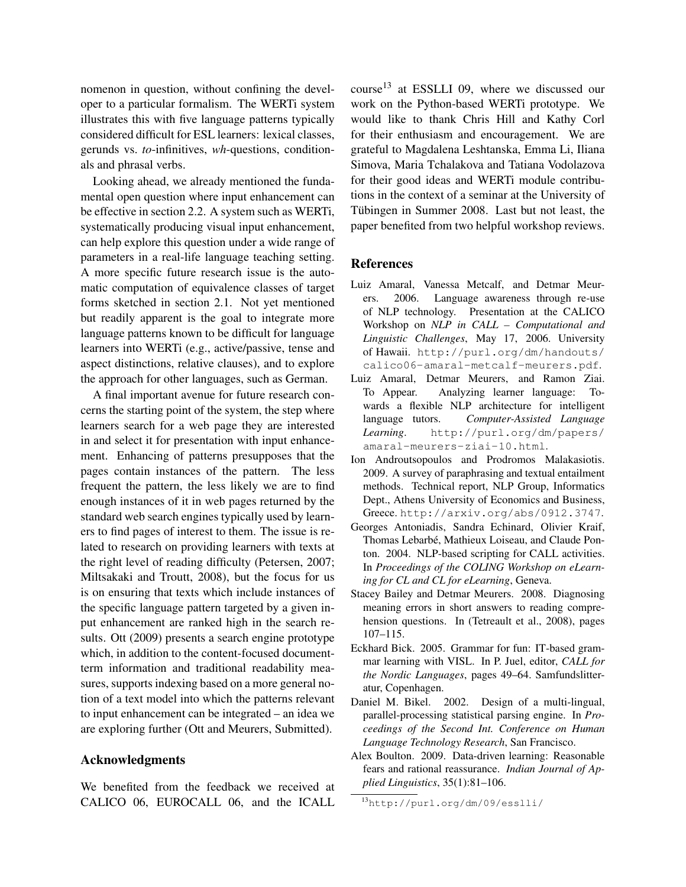nomenon in question, without confining the developer to a particular formalism. The WERTi system illustrates this with five language patterns typically considered difficult for ESL learners: lexical classes, gerunds vs. *to*-infinitives, *wh*-questions, conditionals and phrasal verbs.

Looking ahead, we already mentioned the fundamental open question where input enhancement can be effective in section 2.2. A system such as WERTi, systematically producing visual input enhancement, can help explore this question under a wide range of parameters in a real-life language teaching setting. A more specific future research issue is the automatic computation of equivalence classes of target forms sketched in section 2.1. Not yet mentioned but readily apparent is the goal to integrate more language patterns known to be difficult for language learners into WERTi (e.g., active/passive, tense and aspect distinctions, relative clauses), and to explore the approach for other languages, such as German.

A final important avenue for future research concerns the starting point of the system, the step where learners search for a web page they are interested in and select it for presentation with input enhancement. Enhancing of patterns presupposes that the pages contain instances of the pattern. The less frequent the pattern, the less likely we are to find enough instances of it in web pages returned by the standard web search engines typically used by learners to find pages of interest to them. The issue is related to research on providing learners with texts at the right level of reading difficulty (Petersen, 2007; Miltsakaki and Troutt, 2008), but the focus for us is on ensuring that texts which include instances of the specific language pattern targeted by a given input enhancement are ranked high in the search results. Ott (2009) presents a search engine prototype which, in addition to the content-focused document-term information and traditional readability measures, supports indexing based on a more general notion of a text model into which the patterns relevant to input enhancement can be integrated – an idea we are exploring further (Ott and Meurers, Submitted).

## Acknowledgments

We benefited from the feedback we received at CALICO 06, EUROCALL 06, and the ICALL course[13] at ESSLLI 09, where we discussed our work on the Python-based WERTi prototype. We would like to thank Chris Hill and Kathy Corl for their enthusiasm and encouragement. We are grateful to Magdalena Leshtanska, Emma Li, Iliana Simova, Maria Tchalakova and Tatiana Vodolazova for their good ideas and WERTi module contributions in the context of a seminar at the University of Tübingen in Summer 2008. Last but not least, the paper benefited from two helpful workshop reviews.

## References

Luiz Amaral, Vanessa Metcalf, and Detmar Meurers. 2006. Language awareness through re-use of NLP technology. Presentation at the CALICO Workshop on *NLP in CALL – Computational and Linguistic Challenges*, May 17, 2006. University of Hawaii. http://purl.org/dm/handouts/calico06-amaral-metcalf-meurers.pdf.

Luiz Amaral, Detmar Meurers, and Ramon Ziai. To Appear. Analyzing learner language: Towards a flexible NLP architecture for intelligent language tutors. *Computer-Assisted Language Learning*. http://purl.org/dm/papers/amaral-meurers-ziai-10.html.

Ion Androutsopoulos and Prodromos Malakasiotis. 2009. A survey of paraphrasing and textual entailment methods. Technical report, NLP Group, Informatics Dept., Athens University of Economics and Business, Greece. http://arxiv.org/abs/0912.3747.

Georges Antoniadis, Sandra Echinard, Olivier Kraif, Thomas Lebarbé, Mathieux Loiseau, and Claude Ponton. 2004. NLP-based scripting for CALL activities. In *Proceedings of the COLING Workshop on eLearning for CL and CL for eLearning*, Geneva.

Stacey Bailey and Detmar Meurers. 2008. Diagnosing meaning errors in short answers to reading comprehension questions. In (Tetreault et al., 2008), pages 107–115.

Eckhard Bick. 2005. Grammar for fun: IT-based grammar learning with VISL. In P. Juel, editor, *CALL for the Nordic Languages*, pages 49–64. Samfundslitteratur, Copenhagen.

Daniel M. Bikel. 2002. Design of a multi-lingual, parallel-processing statistical parsing engine. In *Proceedings of the Second Int. Conference on Human Language Technology Research*, San Francisco.

Alex Boulton. 2009. Data-driven learning: Reasonable fears and rational reassurance. *Indian Journal of Applied Linguistics*, 35(1):81–106.

[13] http://purl.org/dm/09/esslli/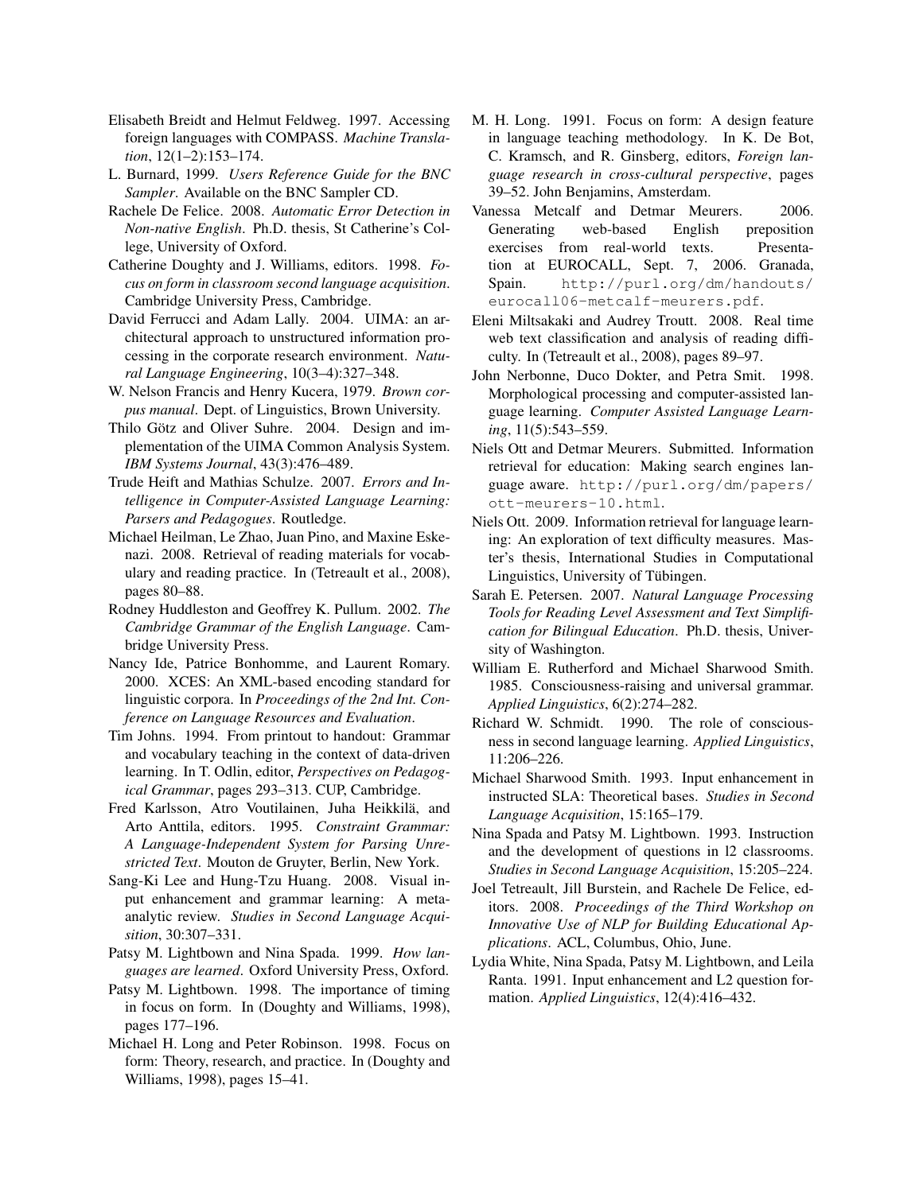Elisabeth Breidt and Helmut Feldweg. 1997. Accessing foreign languages with COMPASS. *Machine Translation*, 12(1–2):153–174.

L. Burnard, 1999. *Users Reference Guide for the BNC Sampler*. Available on the BNC Sampler CD.

Rachele De Felice. 2008. *Automatic Error Detection in Non-native English*. Ph.D. thesis, St Catherine's College, University of Oxford.

Catherine Doughty and J. Williams, editors. 1998. *Focus on form in classroom second language acquisition*. Cambridge University Press, Cambridge.

David Ferrucci and Adam Lally. 2004. UIMA: an architectural approach to unstructured information processing in the corporate research environment. *Natural Language Engineering*, 10(3–4):327–348.

W. Nelson Francis and Henry Kucera, 1979. *Brown corpus manual*. Dept. of Linguistics, Brown University.

Thilo Götz and Oliver Suhre. 2004. Design and implementation of the UIMA Common Analysis System. *IBM Systems Journal*, 43(3):476–489.

Trude Heift and Mathias Schulze. 2007. *Errors and Intelligence in Computer-Assisted Language Learning: Parsers and Pedagogues*. Routledge.

Michael Heilman, Le Zhao, Juan Pino, and Maxine Eskenazi. 2008. Retrieval of reading materials for vocabulary and reading practice. In (Tetreault et al., 2008), pages 80–88.

Rodney Huddleston and Geoffrey K. Pullum. 2002. *The Cambridge Grammar of the English Language*. Cambridge University Press.

Nancy Ide, Patrice Bonhomme, and Laurent Romary. 2000. XCES: An XML-based encoding standard for linguistic corpora. In *Proceedings of the 2nd Int. Conference on Language Resources and Evaluation*.

Tim Johns. 1994. From printout to handout: Grammar and vocabulary teaching in the context of data-driven learning. In T. Odlin, editor, *Perspectives on Pedagogical Grammar*, pages 293–313. CUP, Cambridge.

Fred Karlsson, Atro Voutilainen, Juha Heikkilä, and Arto Anttila, editors. 1995. *Constraint Grammar: A Language-Independent System for Parsing Unrestricted Text*. Mouton de Gruyter, Berlin, New York.

Sang-Ki Lee and Hung-Tzu Huang. 2008. Visual input enhancement and grammar learning: A meta-analytic review. *Studies in Second Language Acquisition*, 30:307–331.

Patsy M. Lightbown and Nina Spada. 1999. *How languages are learned*. Oxford University Press, Oxford.

Patsy M. Lightbown. 1998. The importance of timing in focus on form. In (Doughty and Williams, 1998), pages 177–196.

Michael H. Long and Peter Robinson. 1998. Focus on form: Theory, research, and practice. In (Doughty and Williams, 1998), pages 15–41.

M. H. Long. 1991. Focus on form: A design feature in language teaching methodology. In K. De Bot, C. Kramsch, and R. Ginsberg, editors, *Foreign language research in cross-cultural perspective*, pages 39–52. John Benjamins, Amsterdam.

Vanessa Metcalf and Detmar Meurers. 2006. Generating web-based English preposition exercises from real-world texts. Presentation at EUROCALL, Sept. 7, 2006. Granada, Spain. `http://purl.org/dm/handouts/eurocall06-metcalf-meurers.pdf`.

Eleni Miltsakaki and Audrey Troutt. 2008. Real time web text classification and analysis of reading difficulty. In (Tetreault et al., 2008), pages 89–97.

John Nerbonne, Duco Dokter, and Petra Smit. 1998. Morphological processing and computer-assisted language learning. *Computer Assisted Language Learning*, 11(5):543–559.

Niels Ott and Detmar Meurers. Submitted. Information retrieval for education: Making search engines language aware. `http://purl.org/dm/papers/ott-meurers-10.html`.

Niels Ott. 2009. Information retrieval for language learning: An exploration of text difficulty measures. Master's thesis, International Studies in Computational Linguistics, University of Tübingen.

Sarah E. Petersen. 2007. *Natural Language Processing Tools for Reading Level Assessment and Text Simplification for Bilingual Education*. Ph.D. thesis, University of Washington.

William E. Rutherford and Michael Sharwood Smith. 1985. Consciousness-raising and universal grammar. *Applied Linguistics*, 6(2):274–282.

Richard W. Schmidt. 1990. The role of consciousness in second language learning. *Applied Linguistics*, 11:206–226.

Michael Sharwood Smith. 1993. Input enhancement in instructed SLA: Theoretical bases. *Studies in Second Language Acquisition*, 15:165–179.

Nina Spada and Patsy M. Lightbown. 1993. Instruction and the development of questions in l2 classrooms. *Studies in Second Language Acquisition*, 15:205–224.

Joel Tetreault, Jill Burstein, and Rachele De Felice, editors. 2008. *Proceedings of the Third Workshop on Innovative Use of NLP for Building Educational Applications*. ACL, Columbus, Ohio, June.

Lydia White, Nina Spada, Patsy M. Lightbown, and Leila Ranta. 1991. Input enhancement and L2 question formation. *Applied Linguistics*, 12(4):416–432.